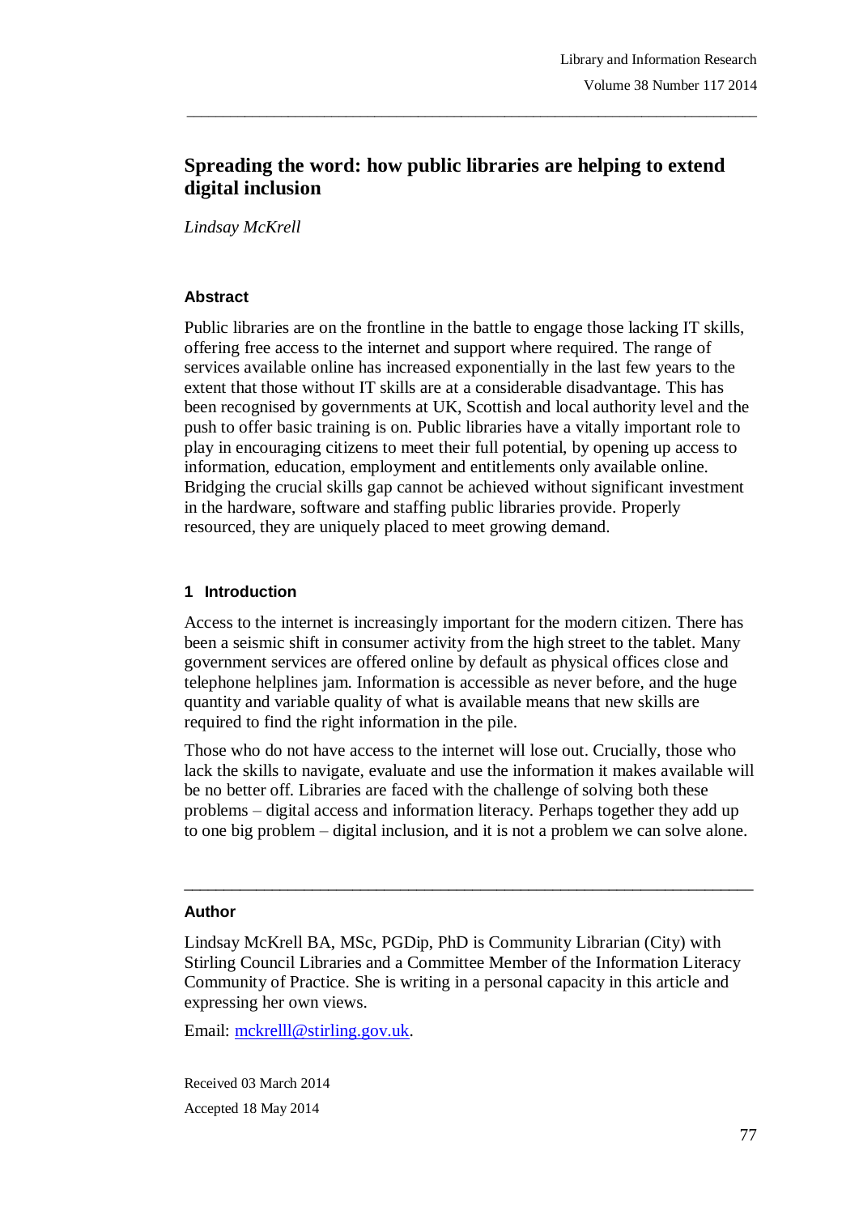# Spreading the word: how public libraries are helping to extend digital inclusion

*Lindsay McKrell*

### Abstract

Public libraries are on the frontline in the battle to engage those lacking IT skills, offering free access to the internet and support where required. The range of services available online has increased exponentially in the last few years to the extent that those without IT skills are at a considerable disadvantage. This has been recognised by governments at UK, Scottish and local authority level and the push to offer basic training is on. Public libraries have a vitally important role to play in encouraging citizens to meet their full potential, by opening up access to information, education, employment and entitlements only available online. Bridging the crucial skills gap cannot be achieved without significant investment in the hardware, software and staffing public libraries provide. Properly resourced, they are uniquely placed to meet growing demand.

## 1 Introduction

Access to the internet is increasingly important for the modern citizen. There has been a seismic shift in consumer activity from the high street to the tablet. Many government services are offered online by default as physical offices close and telephone helplines jam. Information is accessible as never before, and the huge quantity and variable quality of what is available means that new skills are required to find the right information in the pile.

Those who do not have access to the internet will lose out. Crucially, those who lack the skills to navigate, evaluate and use the information it makes available will be no better off. Libraries are faced with the challenge of solving both these problems – digital access and information literacy. Perhaps together they add up to one big problem – digital inclusion, and it is not a problem we can solve alone.

---

### Author

Lindsay McKrell BA, MSc, PGDip, PhD is Community Librarian (City) with Stirling Council Libraries and a Committee Member of the Information Literacy Community of Practice. She is writing in a personal capacity in this article and expressing her own views.

Email: [mckrelll@stirling.gov.uk](mailto:mckrelll@stirling.gov.uk).

Received 03 March 2014

Accepted 18 May 2014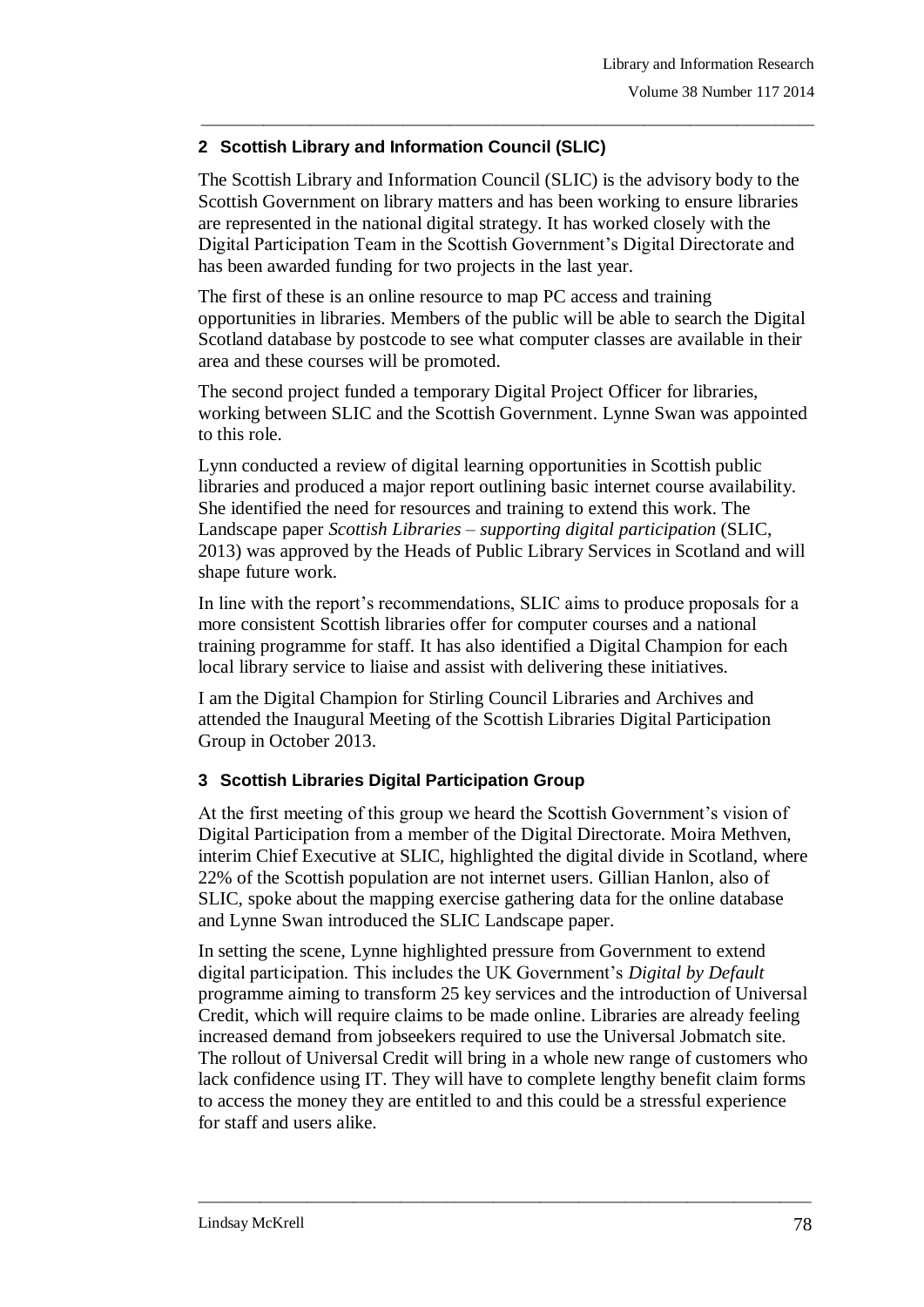## 2 Scottish Library and Information Council (SLIC)

The Scottish Library and Information Council (SLIC) is the advisory body to the Scottish Government on library matters and has been working to ensure libraries are represented in the national digital strategy. It has worked closely with the Digital Participation Team in the Scottish Government's Digital Directorate and has been awarded funding for two projects in the last year.

The first of these is an online resource to map PC access and training opportunities in libraries. Members of the public will be able to search the Digital Scotland database by postcode to see what computer classes are available in their area and these courses will be promoted.

The second project funded a temporary Digital Project Officer for libraries, working between SLIC and the Scottish Government. Lynne Swan was appointed to this role.

Lynn conducted a review of digital learning opportunities in Scottish public libraries and produced a major report outlining basic internet course availability. She identified the need for resources and training to extend this work. The Landscape paper *Scottish Libraries – supporting digital participation* (SLIC, 2013) was approved by the Heads of Public Library Services in Scotland and will shape future work.

In line with the report's recommendations, SLIC aims to produce proposals for a more consistent Scottish libraries offer for computer courses and a national training programme for staff. It has also identified a Digital Champion for each local library service to liaise and assist with delivering these initiatives.

I am the Digital Champion for Stirling Council Libraries and Archives and attended the Inaugural Meeting of the Scottish Libraries Digital Participation Group in October 2013.

## 3 Scottish Libraries Digital Participation Group

At the first meeting of this group we heard the Scottish Government's vision of Digital Participation from a member of the Digital Directorate. Moira Methven, interim Chief Executive at SLIC, highlighted the digital divide in Scotland, where 22% of the Scottish population are not internet users. Gillian Hanlon, also of SLIC, spoke about the mapping exercise gathering data for the online database and Lynne Swan introduced the SLIC Landscape paper.

In setting the scene, Lynne highlighted pressure from Government to extend digital participation. This includes the UK Government's *Digital by Default* programme aiming to transform 25 key services and the introduction of Universal Credit, which will require claims to be made online. Libraries are already feeling increased demand from jobseekers required to use the Universal Jobmatch site. The rollout of Universal Credit will bring in a whole new range of customers who lack confidence using IT. They will have to complete lengthy benefit claim forms to access the money they are entitled to and this could be a stressful experience for staff and users alike.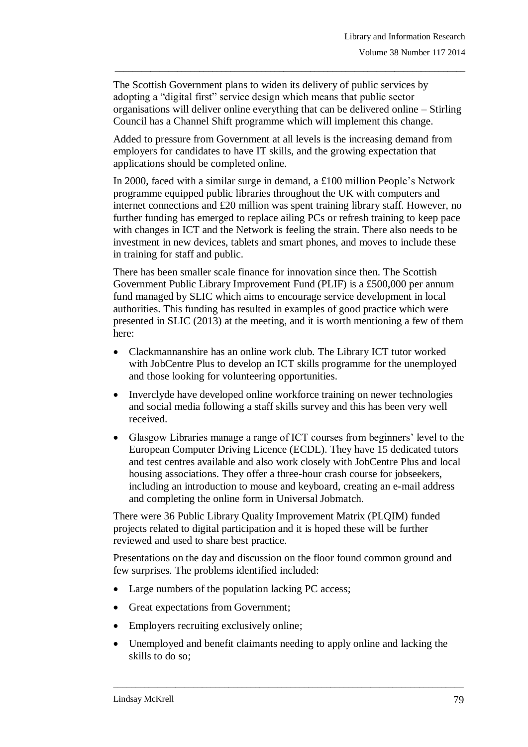The Scottish Government plans to widen its delivery of public services by adopting a "digital first" service design which means that public sector organisations will deliver online everything that can be delivered online – Stirling Council has a Channel Shift programme which will implement this change.

Added to pressure from Government at all levels is the increasing demand from employers for candidates to have IT skills, and the growing expectation that applications should be completed online.

In 2000, faced with a similar surge in demand, a £100 million People's Network programme equipped public libraries throughout the UK with computers and internet connections and £20 million was spent training library staff. However, no further funding has emerged to replace ailing PCs or refresh training to keep pace with changes in ICT and the Network is feeling the strain. There also needs to be investment in new devices, tablets and smart phones, and moves to include these in training for staff and public.

There has been smaller scale finance for innovation since then. The Scottish Government Public Library Improvement Fund (PLIF) is a £500,000 per annum fund managed by SLIC which aims to encourage service development in local authorities. This funding has resulted in examples of good practice which were presented in SLIC (2013) at the meeting, and it is worth mentioning a few of them here:

- Clackmannanshire has an online work club. The Library ICT tutor worked with JobCentre Plus to develop an ICT skills programme for the unemployed and those looking for volunteering opportunities.
- Inverclyde have developed online workforce training on newer technologies and social media following a staff skills survey and this has been very well received.
- Glasgow Libraries manage a range of ICT courses from beginners' level to the European Computer Driving Licence (ECDL). They have 15 dedicated tutors and test centres available and also work closely with JobCentre Plus and local housing associations. They offer a three-hour crash course for jobseekers, including an introduction to mouse and keyboard, creating an e-mail address and completing the online form in Universal Jobmatch.

There were 36 Public Library Quality Improvement Matrix (PLQIM) funded projects related to digital participation and it is hoped these will be further reviewed and used to share best practice.

Presentations on the day and discussion on the floor found common ground and few surprises. The problems identified included:

- Large numbers of the population lacking PC access;
- Great expectations from Government;
- Employers recruiting exclusively online;
- Unemployed and benefit claimants needing to apply online and lacking the skills to do so;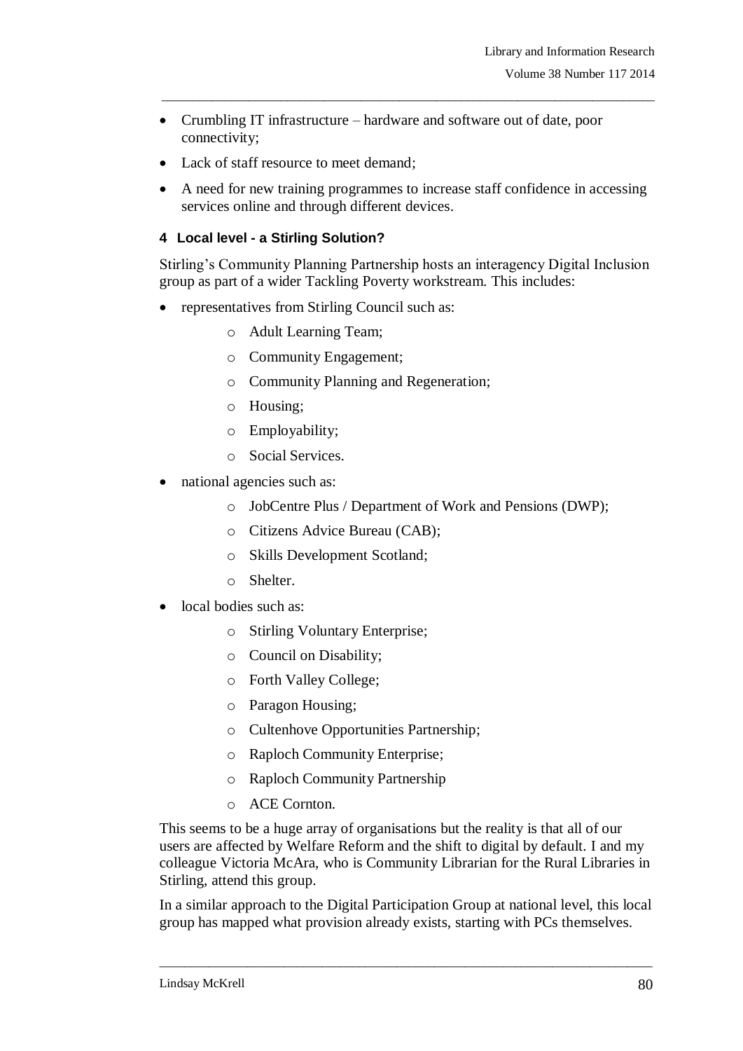- Crumbling IT infrastructure – hardware and software out of date, poor connectivity;
- Lack of staff resource to meet demand;
- A need for new training programmes to increase staff confidence in accessing services online and through different devices.

### 4 Local level - a Stirling Solution?

Stirling's Community Planning Partnership hosts an interagency Digital Inclusion group as part of a wider Tackling Poverty workstream. This includes:

- representatives from Stirling Council such as:
  - Adult Learning Team;
  - Community Engagement;
  - Community Planning and Regeneration;
  - Housing;
  - Employability;
  - Social Services.
- national agencies such as:
  - JobCentre Plus / Department of Work and Pensions (DWP);
  - Citizens Advice Bureau (CAB);
  - Skills Development Scotland;
  - Shelter.
- local bodies such as:
  - Stirling Voluntary Enterprise;
  - Council on Disability;
  - Forth Valley College;
  - Paragon Housing;
  - Cultenhove Opportunities Partnership;
  - Raploch Community Enterprise;
  - Raploch Community Partnership
  - ACE Cornton.

This seems to be a huge array of organisations but the reality is that all of our users are affected by Welfare Reform and the shift to digital by default. I and my colleague Victoria McAra, who is Community Librarian for the Rural Libraries in Stirling, attend this group.

In a similar approach to the Digital Participation Group at national level, this local group has mapped what provision already exists, starting with PCs themselves.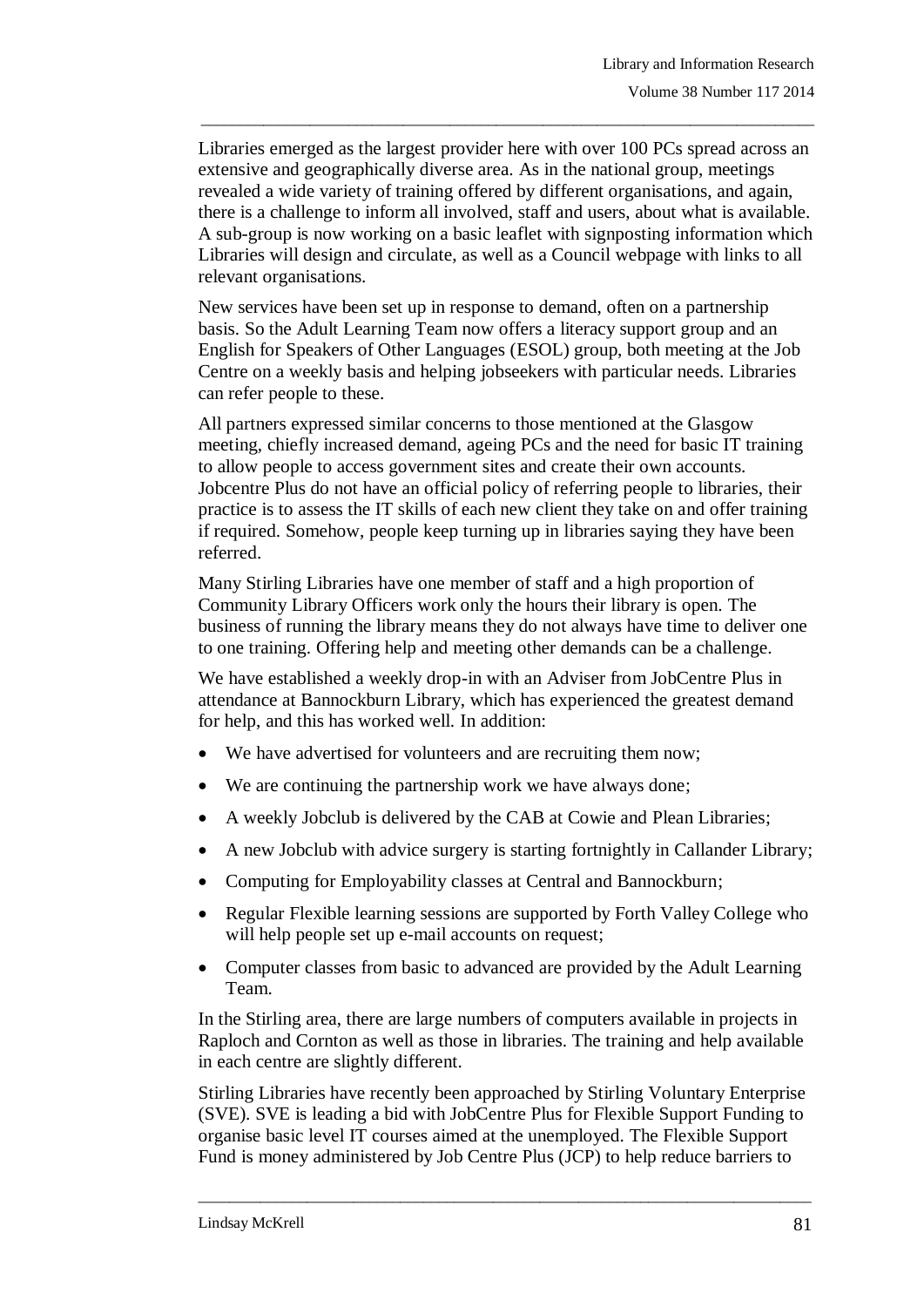Libraries emerged as the largest provider here with over 100 PCs spread across an extensive and geographically diverse area. As in the national group, meetings revealed a wide variety of training offered by different organisations, and again, there is a challenge to inform all involved, staff and users, about what is available. A sub-group is now working on a basic leaflet with signposting information which Libraries will design and circulate, as well as a Council webpage with links to all relevant organisations.

New services have been set up in response to demand, often on a partnership basis. So the Adult Learning Team now offers a literacy support group and an English for Speakers of Other Languages (ESOL) group, both meeting at the Job Centre on a weekly basis and helping jobseekers with particular needs. Libraries can refer people to these.

All partners expressed similar concerns to those mentioned at the Glasgow meeting, chiefly increased demand, ageing PCs and the need for basic IT training to allow people to access government sites and create their own accounts. Jobcentre Plus do not have an official policy of referring people to libraries, their practice is to assess the IT skills of each new client they take on and offer training if required. Somehow, people keep turning up in libraries saying they have been referred.

Many Stirling Libraries have one member of staff and a high proportion of Community Library Officers work only the hours their library is open. The business of running the library means they do not always have time to deliver one to one training. Offering help and meeting other demands can be a challenge.

We have established a weekly drop-in with an Adviser from JobCentre Plus in attendance at Bannockburn Library, which has experienced the greatest demand for help, and this has worked well. In addition:

- We have advertised for volunteers and are recruiting them now;
- We are continuing the partnership work we have always done;
- A weekly Jobclub is delivered by the CAB at Cowie and Plean Libraries;
- A new Jobclub with advice surgery is starting fortnightly in Callander Library;
- Computing for Employability classes at Central and Bannockburn;
- Regular Flexible learning sessions are supported by Forth Valley College who will help people set up e-mail accounts on request;
- Computer classes from basic to advanced are provided by the Adult Learning Team.

In the Stirling area, there are large numbers of computers available in projects in Raploch and Cornton as well as those in libraries. The training and help available in each centre are slightly different.

Stirling Libraries have recently been approached by Stirling Voluntary Enterprise (SVE). SVE is leading a bid with JobCentre Plus for Flexible Support Funding to organise basic level IT courses aimed at the unemployed. The Flexible Support Fund is money administered by Job Centre Plus (JCP) to help reduce barriers to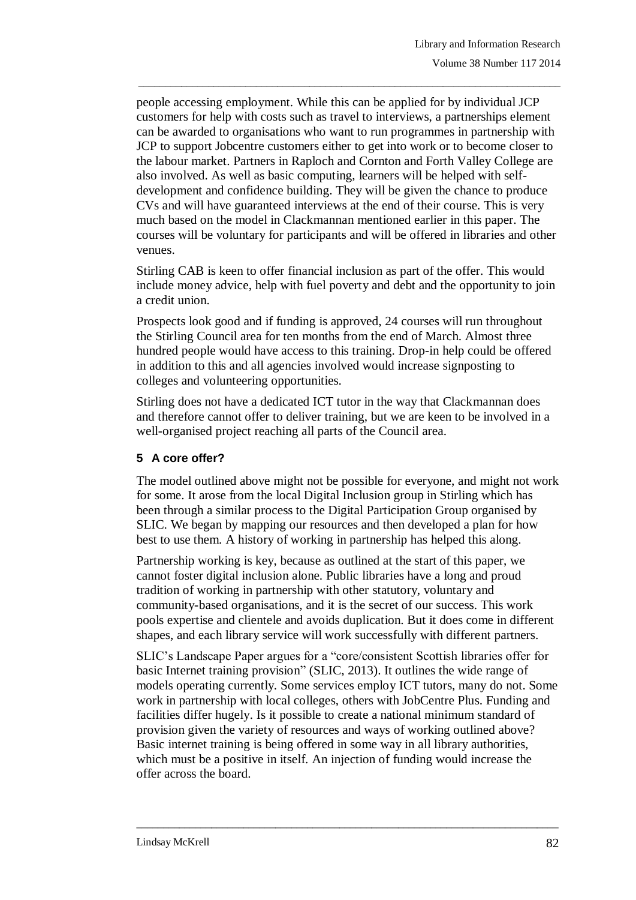people accessing employment. While this can be applied for by individual JCP customers for help with costs such as travel to interviews, a partnerships element can be awarded to organisations who want to run programmes in partnership with JCP to support Jobcentre customers either to get into work or to become closer to the labour market. Partners in Raploch and Cornton and Forth Valley College are also involved. As well as basic computing, learners will be helped with self-development and confidence building. They will be given the chance to produce CVs and will have guaranteed interviews at the end of their course. This is very much based on the model in Clackmannan mentioned earlier in this paper. The courses will be voluntary for participants and will be offered in libraries and other venues.

Stirling CAB is keen to offer financial inclusion as part of the offer. This would include money advice, help with fuel poverty and debt and the opportunity to join a credit union.

Prospects look good and if funding is approved, 24 courses will run throughout the Stirling Council area for ten months from the end of March. Almost three hundred people would have access to this training. Drop-in help could be offered in addition to this and all agencies involved would increase signposting to colleges and volunteering opportunities.

Stirling does not have a dedicated ICT tutor in the way that Clackmannan does and therefore cannot offer to deliver training, but we are keen to be involved in a well-organised project reaching all parts of the Council area.

## 5 A core offer?

The model outlined above might not be possible for everyone, and might not work for some. It arose from the local Digital Inclusion group in Stirling which has been through a similar process to the Digital Participation Group organised by SLIC. We began by mapping our resources and then developed a plan for how best to use them. A history of working in partnership has helped this along.

Partnership working is key, because as outlined at the start of this paper, we cannot foster digital inclusion alone. Public libraries have a long and proud tradition of working in partnership with other statutory, voluntary and community-based organisations, and it is the secret of our success. This work pools expertise and clientele and avoids duplication. But it does come in different shapes, and each library service will work successfully with different partners.

SLIC's Landscape Paper argues for a "core/consistent Scottish libraries offer for basic Internet training provision" (SLIC, 2013). It outlines the wide range of models operating currently. Some services employ ICT tutors, many do not. Some work in partnership with local colleges, others with JobCentre Plus. Funding and facilities differ hugely. Is it possible to create a national minimum standard of provision given the variety of resources and ways of working outlined above? Basic internet training is being offered in some way in all library authorities, which must be a positive in itself. An injection of funding would increase the offer across the board.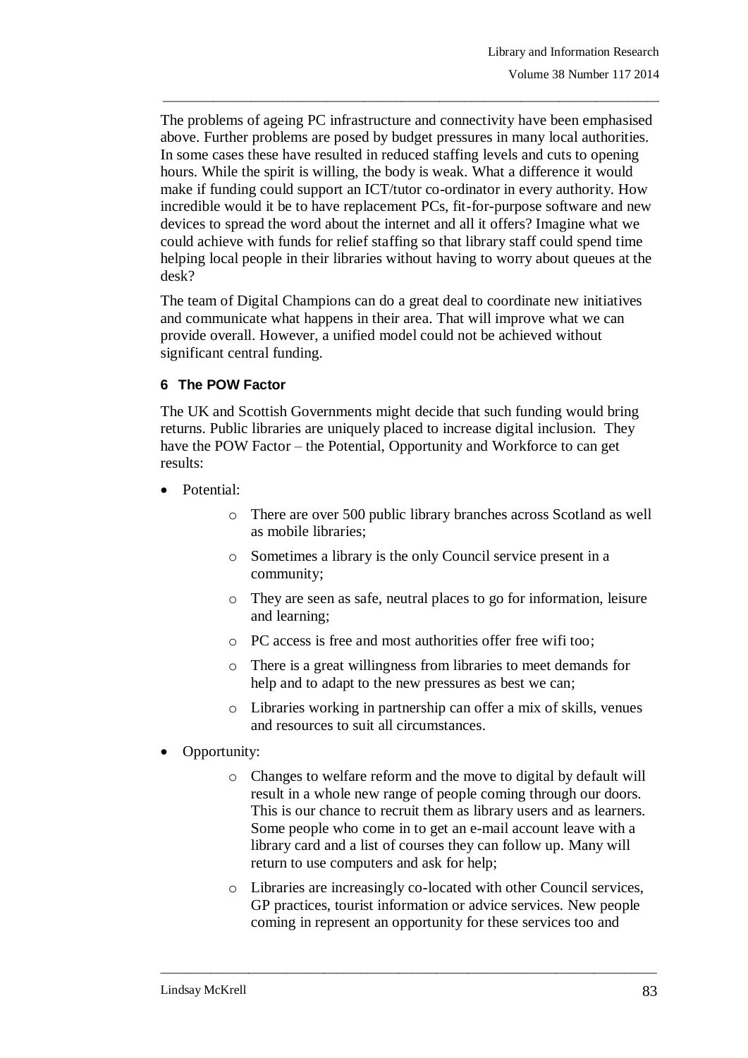The problems of ageing PC infrastructure and connectivity have been emphasised above. Further problems are posed by budget pressures in many local authorities. In some cases these have resulted in reduced staffing levels and cuts to opening hours. While the spirit is willing, the body is weak. What a difference it would make if funding could support an ICT/tutor co-ordinator in every authority. How incredible would it be to have replacement PCs, fit-for-purpose software and new devices to spread the word about the internet and all it offers? Imagine what we could achieve with funds for relief staffing so that library staff could spend time helping local people in their libraries without having to worry about queues at the desk?

The team of Digital Champions can do a great deal to coordinate new initiatives and communicate what happens in their area. That will improve what we can provide overall. However, a unified model could not be achieved without significant central funding.

### 6 The POW Factor

The UK and Scottish Governments might decide that such funding would bring returns. Public libraries are uniquely placed to increase digital inclusion. They have the POW Factor – the Potential, Opportunity and Workforce to can get results:

- Potential:
  - There are over 500 public library branches across Scotland as well as mobile libraries;
  - Sometimes a library is the only Council service present in a community;
  - They are seen as safe, neutral places to go for information, leisure and learning;
  - PC access is free and most authorities offer free wifi too;
  - There is a great willingness from libraries to meet demands for help and to adapt to the new pressures as best we can;
  - Libraries working in partnership can offer a mix of skills, venues and resources to suit all circumstances.
- Opportunity:
  - Changes to welfare reform and the move to digital by default will result in a whole new range of people coming through our doors. This is our chance to recruit them as library users and as learners. Some people who come in to get an e-mail account leave with a library card and a list of courses they can follow up. Many will return to use computers and ask for help;
  - Libraries are increasingly co-located with other Council services, GP practices, tourist information or advice services. New people coming in represent an opportunity for these services too and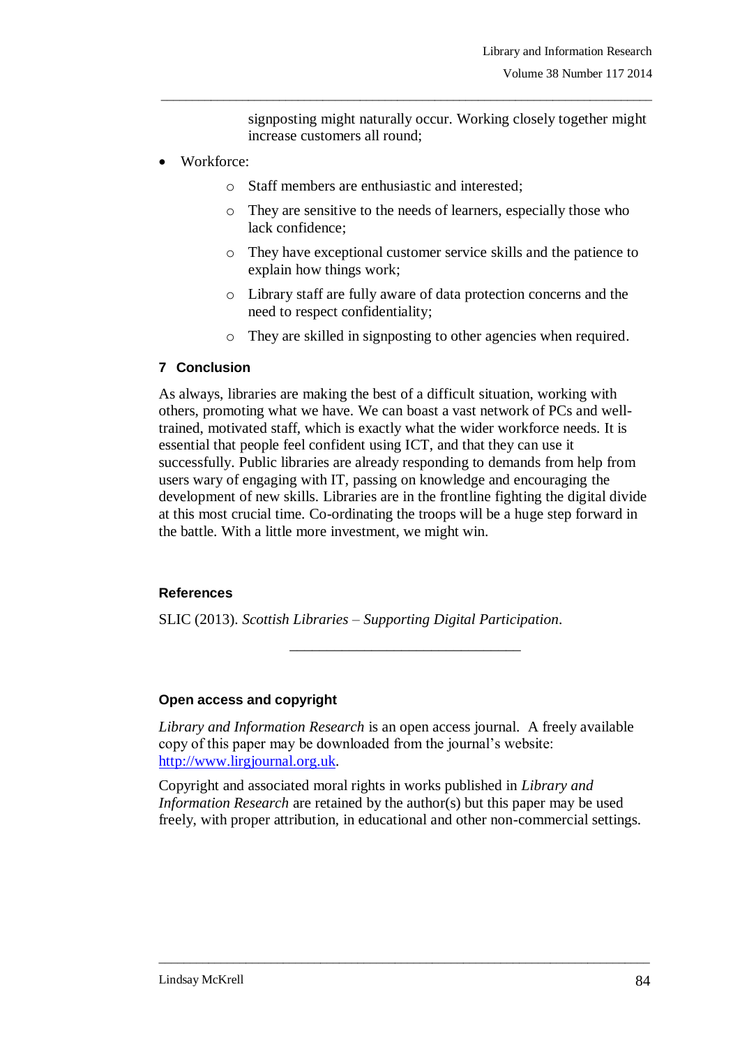signposting might naturally occur. Working closely together might increase customers all round;

- Workforce:
    - Staff members are enthusiastic and interested;
    - They are sensitive to the needs of learners, especially those who lack confidence;
    - They have exceptional customer service skills and the patience to explain how things work;
    - Library staff are fully aware of data protection concerns and the need to respect confidentiality;
    - They are skilled in signposting to other agencies when required.

## 7 Conclusion

As always, libraries are making the best of a difficult situation, working with others, promoting what we have. We can boast a vast network of PCs and well-trained, motivated staff, which is exactly what the wider workforce needs. It is essential that people feel confident using ICT, and that they can use it successfully. Public libraries are already responding to demands from help from users wary of engaging with IT, passing on knowledge and encouraging the development of new skills. Libraries are in the frontline fighting the digital divide at this most crucial time. Co-ordinating the troops will be a huge step forward in the battle. With a little more investment, we might win.

## References

SLIC (2013). *Scottish Libraries – Supporting Digital Participation*.

---

## Open access and copyright

*Library and Information Research* is an open access journal. A freely available copy of this paper may be downloaded from the journal's website: http://www.lirgjournal.org.uk.

Copyright and associated moral rights in works published in *Library and Information Research* are retained by the author(s) but this paper may be used freely, with proper attribution, in educational and other non-commercial settings.